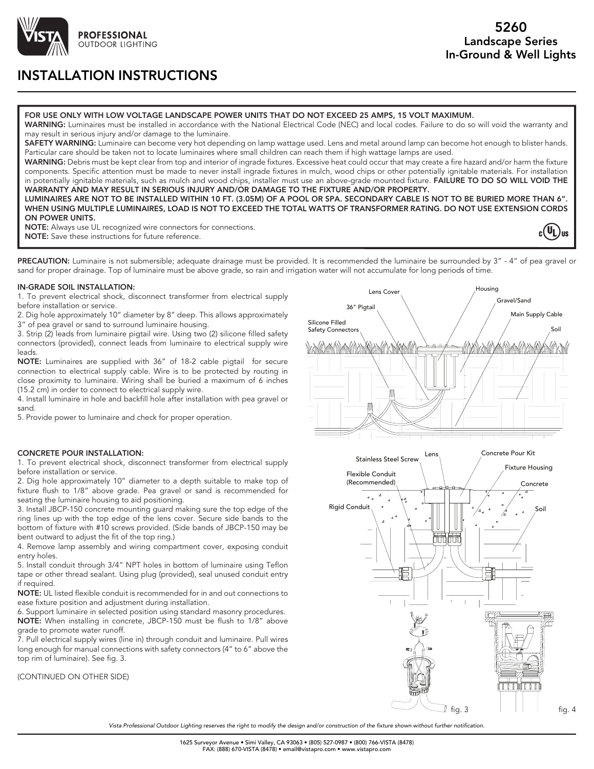# 5260
## Landscape Series
## In-Ground & Well Lights

**PROFESSIONAL** OUTDOOR LIGHTING

# INSTALLATION INSTRUCTIONS

**FOR USE ONLY WITH LOW VOLTAGE LANDSCAPE POWER UNITS THAT DO NOT EXCEED 25 AMPS, 15 VOLT MAXIMUM.**

**WARNING:** Luminaires must be installed in accordance with the National Electrical Code (NEC) and local codes. Failure to do so will void the warranty and may result in serious injury and/or damage to the luminaire.

**SAFETY WARNING:** Luminaire can become very hot depending on lamp wattage used. Lens and metal around lamp can become hot enough to blister hands. Particular care should be taken not to locate luminaires where small children can reach them if high wattage lamps are used.

**WARNING:** Debris must be kept clear from top and interior of ingrade fixtures. Excessive heat could occur that may create a fire hazard and/or harm the fixture components. Specific attention must be made to never install ingrade fixtures in mulch, wood chips or other potentially ignitable materials. For installation in potentially ignitable materials, such as mulch and wood chips, installer must use an above-grade mounted fixture. **FAILURE TO DO SO WILL VOID THE WARRANTY AND MAY RESULT IN SERIOUS INJURY AND/OR DAMAGE TO THE FIXTURE AND/OR PROPERTY.**

**LUMINAIRES ARE NOT TO BE INSTALLED WITHIN 10 FT. (3.05M) OF A POOL OR SPA. SECONDARY CABLE IS NOT TO BE BURIED MORE THAN 6". WHEN USING MULTIPLE LUMINAIRES, LOAD IS NOT TO EXCEED THE TOTAL WATTS OF TRANSFORMER RATING. DO NOT USE EXTENSION CORDS ON POWER UNITS.**

**NOTE:** Always use UL recognized wire connectors for connections.

**NOTE:** Save these instructions for future reference.

**PRECAUTION:** Luminaire is not submersible; adequate drainage must be provided. It is recommended the luminaire be surrounded by 3" - 4" of pea gravel or sand for proper drainage. Top of luminaire must be above grade, so rain and irrigation water will not accumulate for long periods of time.

### IN-GRADE SOIL INSTALLATION:

1. To prevent electrical shock, disconnect transformer from electrical supply before installation or service.
2. Dig hole approximately 10" diameter by 8" deep. This allows approximately 3" of pea gravel or sand to surround luminaire housing.
3. Strip (2) leads from luminaire pigtail wire. Using two (2) silicone filled safety connectors (provided), connect leads from luminaire to electrical supply wire leads.

**NOTE:** Luminaires are supplied with 36" of 18-2 cable pigtail for secure connection to electrical supply cable. Wire is to be protected by routing in close proximity to luminaire. Wiring shall be buried a maximum of 6 inches (15.2 cm) in order to connect to electrical supply wire.

4. Install luminaire in hole and backfill hole after installation with pea gravel or sand.
5. Provide power to luminaire and check for proper operation.

Lens Cover, Housing, Gravel/Sand, 36" Pigtail, Main Supply Cable, Silicone Filled Safety Connectors, Soil

### CONCRETE POUR INSTALLATION:

1. To prevent electrical shock, disconnect transformer from electrical supply before installation or service.
2. Dig hole approximately 10" diameter to a depth suitable to make top of fixture flush to 1/8" above grade. Pea gravel or sand is recommended for seating the luminaire housing to aid positioning.
3. Install JBCP-150 concrete mounting guard making sure the top edge of the ring lines up with the top edge of the lens cover. Secure side bands to the bottom of fixture with #10 screws provided. (Side bands of JBCP-150 may be bent outward to adjust the fit of the top ring.)
4. Remove lamp assembly and wiring compartment cover, exposing conduit entry holes.
5. Install conduit through 3/4" NPT holes in bottom of luminaire using Teflon tape or other thread sealant. Using plug (provided), seal unused conduit entry if required.

**NOTE:** UL listed flexible conduit is recommended for in and out connections to ease fixture position and adjustment during installation.

6. Support luminaire in selected position using standard masonry procedures.

**NOTE:** When installing in concrete, JBCP-150 must be flush to 1/8" above grade to promote water runoff.

7. Pull electrical supply wires (line in) through conduit and luminaire. Pull wires long enough for manual connections with safety connectors (4" to 6" above the top rim of luminaire). See fig. 3.

(CONTINUED ON OTHER SIDE)

Stainless Steel Screw, Lens, Concrete Pour Kit, Fixture Housing, Flexible Conduit (Recommended), Concrete, Rigid Conduit, Soil

fig. 3

fig. 4

*Vista Professional Outdoor Lighting reserves the right to modify the design and/or construction of the fixture shown without further notification.*

1625 Surveyor Avenue • Simi Valley, CA 93063 • (805) 527-0987 • (800) 766-VISTA (8478)
FAX: (888) 670-VISTA (8478) • email@vistapro.com • www.vistapro.com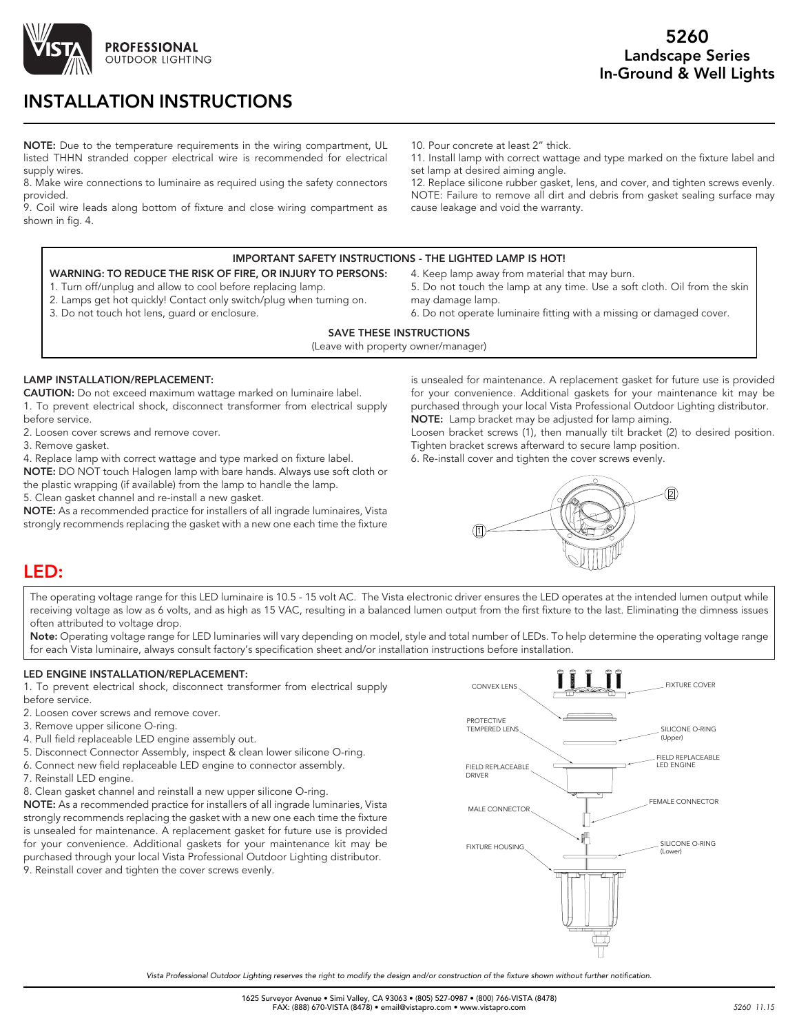# INSTALLATION INSTRUCTIONS

5260
Landscape Series
In-Ground & Well Lights

**NOTE:** Due to the temperature requirements in the wiring compartment, UL listed THHN stranded copper electrical wire is recommended for electrical supply wires.

8. Make wire connections to luminaire as required using the safety connectors provided.
9. Coil wire leads along bottom of fixture and close wiring compartment as shown in fig. 4.
10. Pour concrete at least 2" thick.
11. Install lamp with correct wattage and type marked on the fixture label and set lamp at desired aiming angle.
12. Replace silicone rubber gasket, lens, and cover, and tighten screws evenly.

NOTE: Failure to remove all dirt and debris from gasket sealing surface may cause leakage and void the warranty.

**IMPORTANT SAFETY INSTRUCTIONS - THE LIGHTED LAMP IS HOT!**

**WARNING: TO REDUCE THE RISK OF FIRE, OR INJURY TO PERSONS:**

1. Turn off/unplug and allow to cool before replacing lamp.
2. Lamps get hot quickly! Contact only switch/plug when turning on.
3. Do not touch hot lens, guard or enclosure.
4. Keep lamp away from material that may burn.
5. Do not touch the lamp at any time. Use a soft cloth. Oil from the skin may damage lamp.
6. Do not operate luminaire fitting with a missing or damaged cover.

**SAVE THESE INSTRUCTIONS**
(Leave with property owner/manager)

**LAMP INSTALLATION/REPLACEMENT:**

**CAUTION:** Do not exceed maximum wattage marked on luminaire label.

1. To prevent electrical shock, disconnect transformer from electrical supply before service.
2. Loosen cover screws and remove cover.
3. Remove gasket.
4. Replace lamp with correct wattage and type marked on fixture label.

**NOTE:** DO NOT touch Halogen lamp with bare hands. Always use soft cloth or the plastic wrapping (if available) from the lamp to handle the lamp.

5. Clean gasket channel and re-install a new gasket.

**NOTE:** As a recommended practice for installers of all ingrade luminaires, Vista strongly recommends replacing the gasket with a new one each time the fixture is unsealed for maintenance. A replacement gasket for future use is provided for your convenience. Additional gaskets for your maintenance kit may be purchased through your local Vista Professional Outdoor Lighting distributor.

**NOTE:** Lamp bracket may be adjusted for lamp aiming.

Loosen bracket screws (1), then manually tilt bracket (2) to desired position. Tighten bracket screws afterward to secure lamp position.

6. Re-install cover and tighten the cover screws evenly.

1
2

## LED:

The operating voltage range for this LED luminaire is 10.5 - 15 volt AC. The Vista electronic driver ensures the LED operates at the intended lumen output while receiving voltage as low as 6 volts, and as high as 15 VAC, resulting in a balanced lumen output from the first fixture to the last. Eliminating the dimness issues often attributed to voltage drop.

**Note:** Operating voltage range for LED luminaries will vary depending on model, style and total number of LEDs. To help determine the operating voltage range for each Vista luminaire, always consult factory's specification sheet and/or installation instructions before installation.

**LED ENGINE INSTALLATION/REPLACEMENT:**

1. To prevent electrical shock, disconnect transformer from electrical supply before service.
2. Loosen cover screws and remove cover.
3. Remove upper silicone O-ring.
4. Pull field replaceable LED engine assembly out.
5. Disconnect Connector Assembly, inspect & clean lower silicone O-ring.
6. Connect new field replaceable LED engine to connector assembly.
7. Reinstall LED engine.
8. Clean gasket channel and reinstall a new upper silicone O-ring.

**NOTE:** As a recommended practice for installers of all ingrade luminaries, Vista strongly recommends replacing the gasket with a new one each time the fixture is unsealed for maintenance. A replacement gasket for future use is provided for your convenience. Additional gaskets for your maintenance kit may be purchased through your local Vista Professional Outdoor Lighting distributor.

9. Reinstall cover and tighten the cover screws evenly.

CONVEX LENS
FIXTURE COVER
PROTECTIVE TEMPERED LENS
SILICONE O-RING (Upper)
FIELD REPLACEABLE LED ENGINE
FIELD REPLACEABLE DRIVER
FEMALE CONNECTOR
MALE CONNECTOR
FIXTURE HOUSING
SILICONE O-RING (Lower)

*Vista Professional Outdoor Lighting reserves the right to modify the design and/or construction of the fixture shown without further notification.*

1625 Surveyor Avenue • Simi Valley, CA 93063 • (805) 527-0987 • (800) 766-VISTA (8478)
FAX: (888) 670-VISTA (8478) • email@vistapro.com • www.vistapro.com

5260 11.15